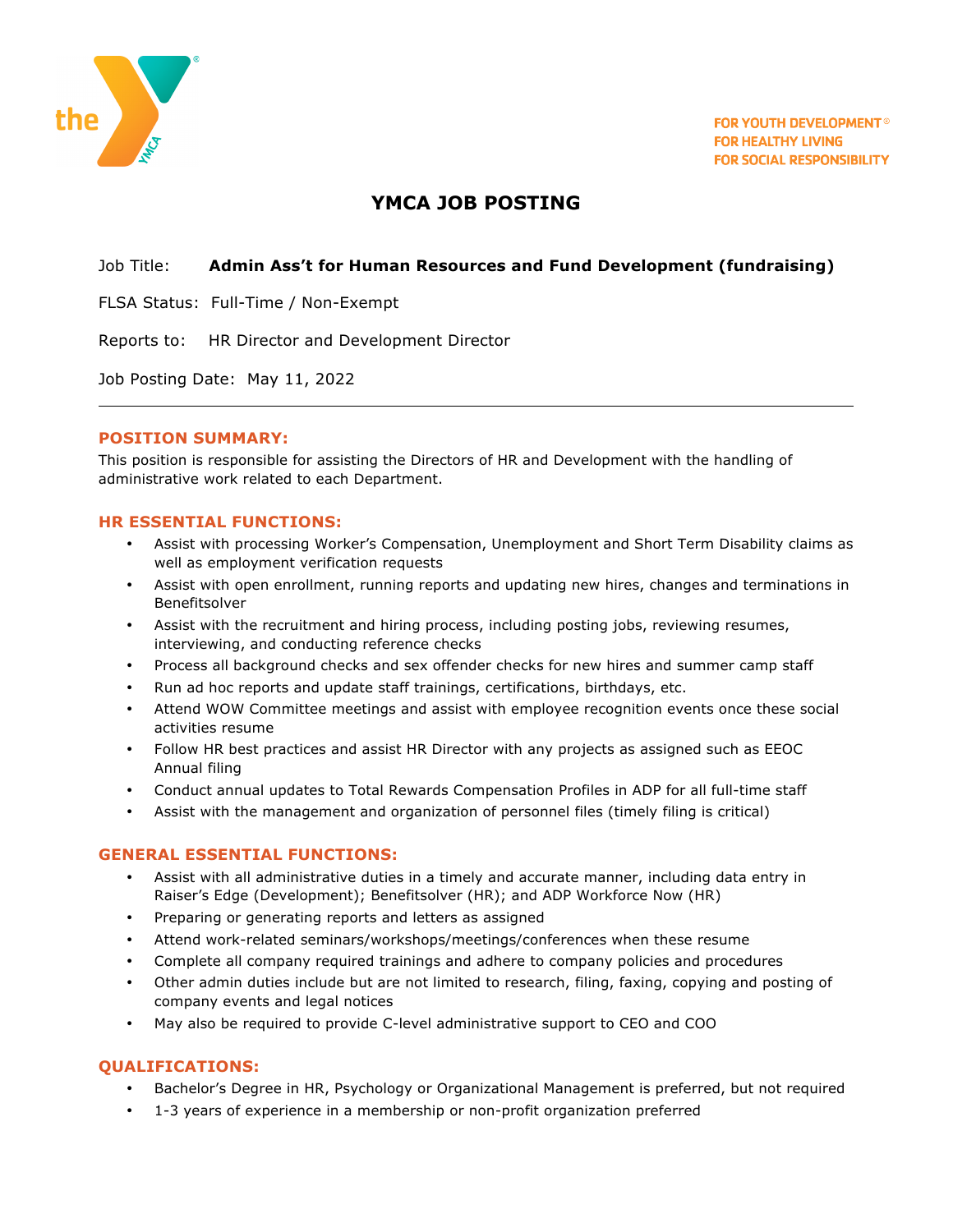FOR YOUTH DEVELOPMENT®
FOR HEALTHY LIVING
FOR SOCIAL RESPONSIBILITY

# YMCA JOB POSTING

Job Title: **Admin Ass't for Human Resources and Fund Development (fundraising)**

FLSA Status: Full-Time / Non-Exempt

Reports to: HR Director and Development Director

Job Posting Date: May 11, 2022

---

## POSITION SUMMARY:

This position is responsible for assisting the Directors of HR and Development with the handling of administrative work related to each Department.

## HR ESSENTIAL FUNCTIONS:

- Assist with processing Worker's Compensation, Unemployment and Short Term Disability claims as well as employment verification requests
- Assist with open enrollment, running reports and updating new hires, changes and terminations in Benefitsolver
- Assist with the recruitment and hiring process, including posting jobs, reviewing resumes, interviewing, and conducting reference checks
- Process all background checks and sex offender checks for new hires and summer camp staff
- Run ad hoc reports and update staff trainings, certifications, birthdays, etc.
- Attend WOW Committee meetings and assist with employee recognition events once these social activities resume
- Follow HR best practices and assist HR Director with any projects as assigned such as EEOC Annual filing
- Conduct annual updates to Total Rewards Compensation Profiles in ADP for all full-time staff
- Assist with the management and organization of personnel files (timely filing is critical)

## GENERAL ESSENTIAL FUNCTIONS:

- Assist with all administrative duties in a timely and accurate manner, including data entry in Raiser's Edge (Development); Benefitsolver (HR); and ADP Workforce Now (HR)
- Preparing or generating reports and letters as assigned
- Attend work-related seminars/workshops/meetings/conferences when these resume
- Complete all company required trainings and adhere to company policies and procedures
- Other admin duties include but are not limited to research, filing, faxing, copying and posting of company events and legal notices
- May also be required to provide C-level administrative support to CEO and COO

## QUALIFICATIONS:

- Bachelor's Degree in HR, Psychology or Organizational Management is preferred, but not required
- 1-3 years of experience in a membership or non-profit organization preferred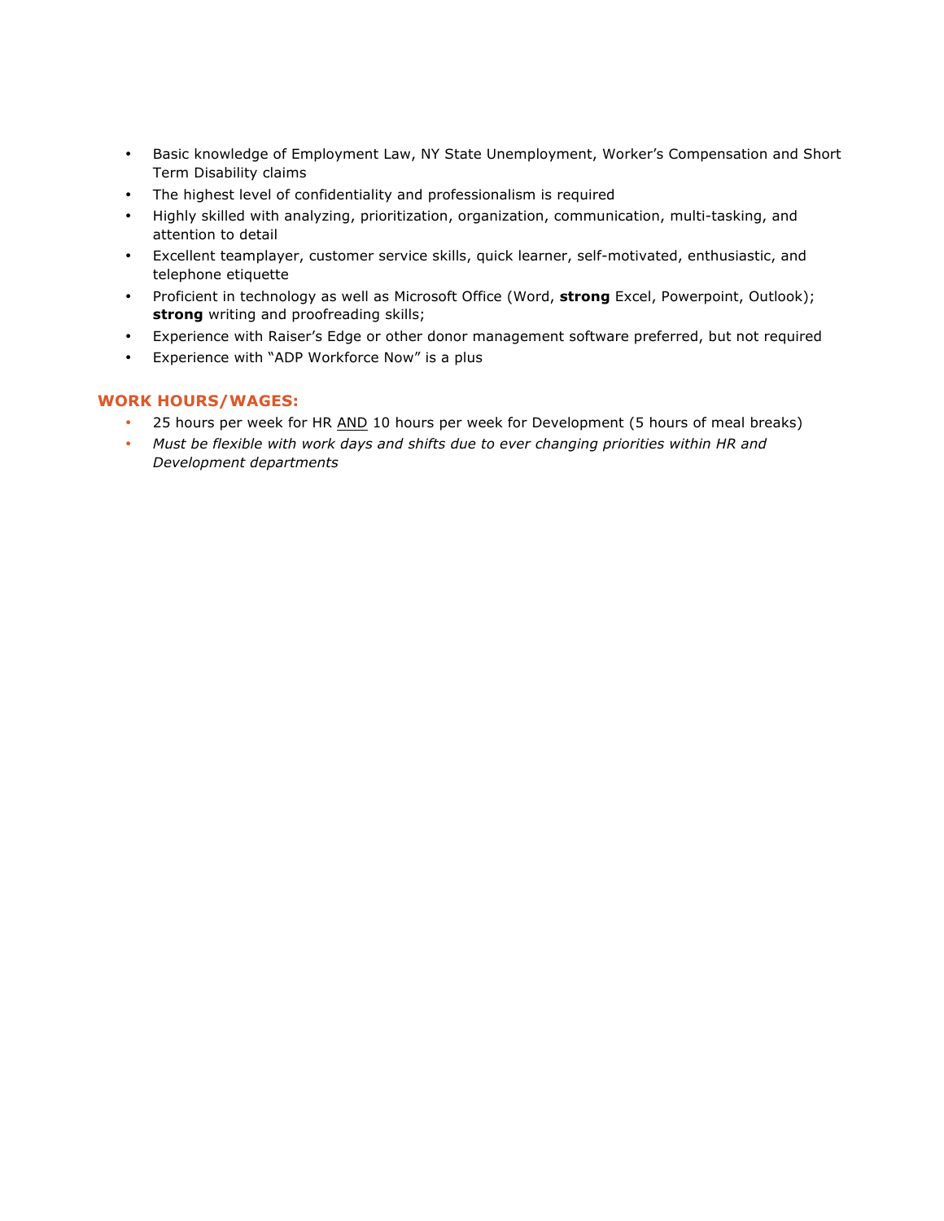- Basic knowledge of Employment Law, NY State Unemployment, Worker's Compensation and Short Term Disability claims
- The highest level of confidentiality and professionalism is required
- Highly skilled with analyzing, prioritization, organization, communication, multi-tasking, and attention to detail
- Excellent teamplayer, customer service skills, quick learner, self-motivated, enthusiastic, and telephone etiquette
- Proficient in technology as well as Microsoft Office (Word, **strong** Excel, Powerpoint, Outlook); **strong** writing and proofreading skills;
- Experience with Raiser's Edge or other donor management software preferred, but not required
- Experience with "ADP Workforce Now" is a plus

## WORK HOURS/WAGES:

- 25 hours per week for HR AND 10 hours per week for Development (5 hours of meal breaks)
- *Must be flexible with work days and shifts due to ever changing priorities within HR and Development departments*